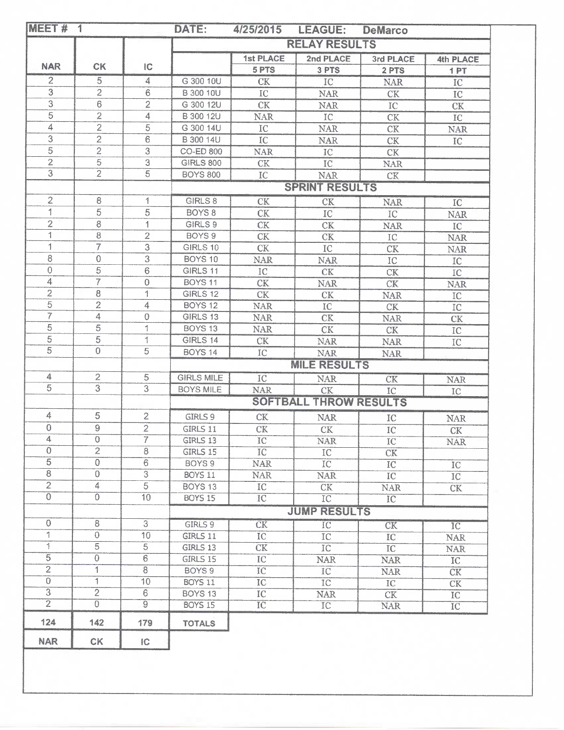| MEET # 1 | | | DATE: 4/25/2015 | LEAGUE: DeMarco | | | |
|---|---|---|---|---|---|---|---|
| | | | **RELAY RESULTS** | | | | |
| **NAR** | **CK** | **IC** | | **1st PLACE 5 PTS** | **2nd PLACE 3 PTS** | **3rd PLACE 2 PTS** | **4th PLACE 1 PT** |
| 2 | 5 | 4 | G 300 10U | CK | IC | NAR | IC |
| 3 | 2 | 6 | B 300 10U | IC | NAR | CK | IC |
| 3 | 6 | 2 | G 300 12U | CK | NAR | IC | CK |
| 5 | 2 | 4 | B 300 12U | NAR | IC | CK | IC |
| 4 | 2 | 5 | G 300 14U | IC | NAR | CK | NAR |
| 3 | 2 | 6 | B 300 14U | IC | NAR | CK | IC |
| 5 | 2 | 3 | CO-ED 800 | NAR | IC | CK | |
| 2 | 5 | 3 | GIRLS 800 | CK | IC | NAR | |
| 3 | 2 | 5 | BOYS 800 | IC | NAR | CK | |
| | | | **SPRINT RESULTS** | | | | |
| 2 | 8 | 1 | GIRLS 8 | CK | CK | NAR | IC |
| 1 | 5 | 5 | BOYS 8 | CK | IC | IC | NAR |
| 2 | 8 | 1 | GIRLS 9 | CK | CK | NAR | IC |
| 1 | 8 | 2 | BOYS 9 | CK | CK | IC | NAR |
| 1 | 7 | 3 | GIRLS 10 | CK | IC | CK | NAR |
| 8 | 0 | 3 | BOYS 10 | NAR | NAR | IC | IC |
| 0 | 5 | 6 | GIRLS 11 | IC | CK | CK | IC |
| 4 | 7 | 0 | BOYS 11 | CK | NAR | CK | NAR |
| 2 | 8 | 1 | GIRLS 12 | CK | CK | NAR | IC |
| 5 | 2 | 4 | BOYS 12 | NAR | IC | CK | IC |
| 7 | 4 | 0 | GIRLS 13 | NAR | CK | NAR | CK |
| 5 | 5 | 1 | BOYS 13 | NAR | CK | CK | IC |
| 5 | 5 | 1 | GIRLS 14 | CK | NAR | NAR | IC |
| 5 | 0 | 5 | BOYS 14 | IC | NAR | NAR | |
| | | | **MILE RESULTS** | | | | |
| 4 | 2 | 5 | GIRLS MILE | IC | NAR | CK | NAR |
| 5 | 3 | 3 | BOYS MILE | NAR | CK | IC | IC |
| | | | **SOFTBALL THROW RESULTS** | | | | |
| 4 | 5 | 2 | GIRLS 9 | CK | NAR | IC | NAR |
| 0 | 9 | 2 | GIRLS 11 | CK | CK | IC | CK |
| 4 | 0 | 7 | GIRLS 13 | IC | NAR | IC | NAR |
| 0 | 2 | 8 | GIRLS 15 | IC | IC | CK | |
| 5 | 0 | 6 | BOYS 9 | NAR | IC | IC | IC |
| 8 | 0 | 3 | BOYS 11 | NAR | NAR | IC | IC |
| 2 | 4 | 5 | BOYS 13 | IC | CK | NAR | CK |
| 0 | 0 | 10 | BOYS 15 | IC | IC | IC | |
| | | | **JUMP RESULTS** | | | | |
| 0 | 8 | 3 | GIRLS 9 | CK | IC | CK | IC |
| 1 | 0 | 10 | GIRLS 11 | IC | IC | IC | NAR |
| 1 | 5 | 5 | GIRLS 13 | CK | IC | IC | NAR |
| 5 | 0 | 6 | GIRLS 15 | IC | NAR | NAR | IC |
| 2 | 1 | 8 | BOYS 9 | IC | IC | NAR | CK |
| 0 | 1 | 10 | BOYS 11 | IC | IC | IC | CK |
| 3 | 2 | 6 | BOYS 13 | IC | NAR | CK | IC |
| 2 | 0 | 9 | BOYS 15 | IC | IC | NAR | IC |
| **124** | **142** | **179** | **TOTALS** | | | | |
| **NAR** | **CK** | **IC** | | | | | |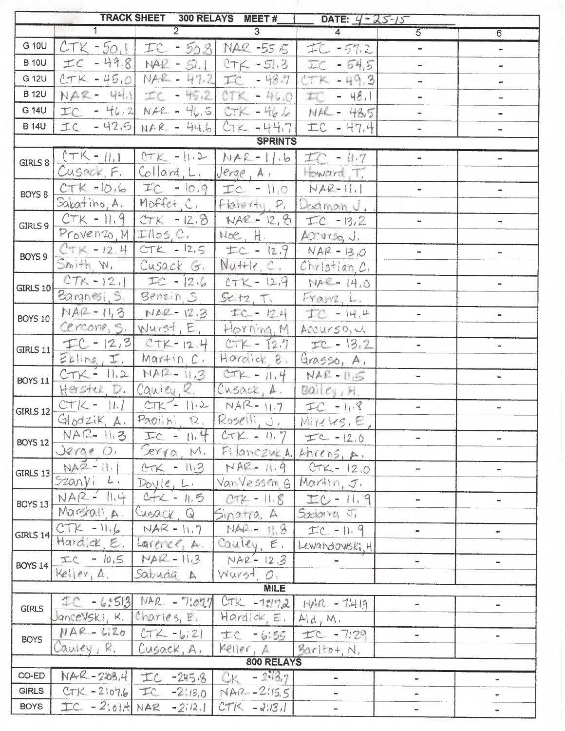| TRACK SHEET 300 RELAYS MEET # 1 DATE: 4-25-15 | 1 | 2 | 3 | 4 | 5 | 6 |
|---|---|---|---|---|---|---|
| G 10U | CTK - 50.1 | IC - 50.8 | NAR - 55.5 | IC - 57.2 | - | - |
| B 10U | IC - 49.8 | NAR - 51.1 | CTK - 51.3 | IC - 54.5 | - | - |
| G 12U | CTK - 45.0 | NAR - 47.2 | IC - 48.7 | CTK - 49.3 | - | - |
| B 12U | NAR - 44.1 | IC - 45.2 | CTK - 46.0 | IC - 48.1 | - | - |
| G 14U | IC - 46.2 | NAR - 46.5 | CTK - 46.6 | NAR - 48.5 | - | - |
| B 14U | IC - 42.5 | NAR - 44.6 | CTK - 44.7 | IC - 47.4 | - | - |
| **SPRINTS** | | | | | | |
| GIRLS 8 | CTK - 11.1 Cusack, F. | CTK - 11.2 Collard, L. | NAR - 11.6 Jerge, A. | IC - 11.7 Howard, T. | - | - |
| BOYS 8 | CTK - 10.6 Sabatino, A. | IC - 10.9 Moffet, C. | IC - 11.0 Flaherty, P. | NAR - 11.1 Dodman, J. | - | - |
| GIRLS 9 | CTK - 11.9 Provenzo, M | CTK - 12.8 Illos, C. | NAR - 12.8 Noe, H. | IC - 13.2 Accurso, J. | - | - |
| BOYS 9 | CTK - 12.4 Smith, W. | CTK - 12.5 Cusack G. | IC - 12.9 Nuttle, C. | NAR - 13.0 Christian, C. | - | - |
| GIRLS 10 | CTK - 12.1 Bargnesi, S. | IC - 12.6 Benzin, S | CTK - 12.9 Seitz, T. | NAR - 14.0 Franz, L. | - | - |
| BOYS 10 | NAR - 11.3 Cercone, S. | NAR - 12.3 Wurst, E. | IC - 12.4 Horning, M | IC - 14.4 Accurso, J. | - | - |
| GIRLS 11 | IC - 12.3 Ebling, I. | CTK - 12.4 Martin C. | CTK - 12.7 Hardick, B. | IC - 13.2 Grasso, A. | - | - |
| BOYS 11 | CTK - 11.2 Herster, D. | NAR - 11.3 Cauley, R. | CTK - 11.4 Cusack, A. | NAR - 11.5 Bailey, H. | - | - |
| GIRLS 12 | CTK - 11.1 Glodzik, A. | CTK - 11.2 Paolini, R. | NAR - 11.7 Roselli, J. | IC - 11.8 Mireles, E. | - | - |
| BOYS 12 | NAR - 11.3 Jerge, O. | IC - 11.4 Serra, M. | CTK - 11.7 Filonczuk A. | IC - 12.0 Ahrens, A. | - | - |
| GIRLS 13 | NAR - 11.1 Szanyi, L. | CTK - 11.3 Doyle, L. | NAR - 11.9 VanVessem G | CTK - 12.0 Martin, J. | - | - |
| BOYS 13 | NAR - 11.4 Marshall, A. | CTK - 11.5 Cusack, Q | CTK - 11.8 Sinatra, A | IC - 11.9 Sadorra, J. | - | - |
| GIRLS 14 | CTK - 11.6 Hardick, E. | NAR - 11.7 Larence, A. | NAR - 11.8 Cauley, E. | IC - 11.9 Lewandowski, H | - | - |
| BOYS 14 | IC - 10.5 Keller, A. | NAR - 11.3 Sabuda, A | NAR - 12.3 Wurst, O. | - | - | - |
| **MILE** | | | | | | |
| GIRLS | IC - 6:51.3 Joncevski, K. | NAR - 7:02.7 Charles, E. | CTK - 7:17.2 Hardick, E. | NAR - 7:41.9 Ald, M. | - | - |
| BOYS | NAR - 6:20 Cauley, R. | CTK - 6:21 Cusack, A. | IC - 6:55 Keller, A | IC - 7:29 Baritot, N. | - | - |
| **800 RELAYS** | | | | | | |
| CO-ED | NAR - 2:08.4 | IC - 2:15.8 | CK - 2:18.7 | - | - | - |
| GIRLS | CTK - 2:07.6 | IC - 2:13.0 | NAR - 2:15.5 | - | - | - |
| BOYS | IC - 2:01.4 | NAR - 2:12.1 | CTK - 2:13.1 | - | - | - |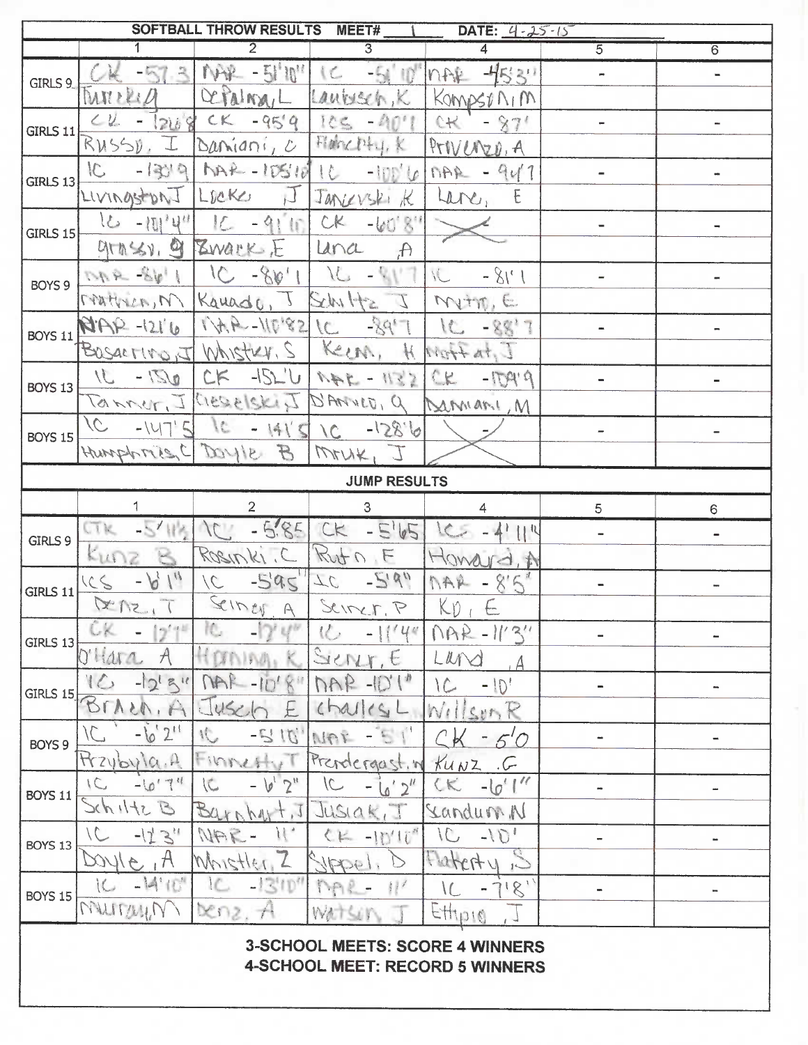## SOFTBALL THROW RESULTS MEET# 1 DATE: 4-25-15

| | 1 | 2 | 3 | 4 | 5 | 6 |
|---|---|---|---|---|---|---|
| GIRLS 9 | CK - 57.3 Turrell, G | NAR - 51'10" DePalma, L | IC - 51'10" Laubisch, K | NAR - 45'3" Kampston, M | - | - |
| GIRLS 11 | CK - 126'8 Russo, I | CK - 95'9 Damiani, C | ICS - 90'1 Flaherty, K | CK - 87' Provenzo, A | - | - |
| GIRLS 13 | IC - 130'9 Livingston, J | NAR - 105'10 Locke, J | IC - 100'6 Jankovski, K | NAR - 94'7 Lane, E | - | - |
| GIRLS 15 | IC - 101'4" Grasso, G | IC - 91'11 Zwack, E | CK - 60'8" Luna, A | | - | - |
| BOYS 9 | NAR - 86'1 Mathien, M | IC - 86'1 Kawado, J | IC - 81'7 Schiltz, J | IC - 81'1 Mutm, E | - | - |
| BOYS 11 | NAR - 121'6 Bosacrino, J | NAR - 110'8.2 Whistler, S | IC - 89'7 Keem, H | IC - 88'7 Moffat, J | - | - |
| BOYS 13 | IC - 156 Tanner, J | CK - 152'6 Cieszelski, J | NAR - 113'2 D'Amico, G | CK - 109'9 Damiani, M | - | - |
| BOYS 15 | IC - 147'5 Humphries, C | IC - 141'5 Doyle, B | IC - 128'6 Mruk, J | | - | - |

## JUMP RESULTS

| | 1 | 2 | 3 | 4 | 5 | 6 |
|---|---|---|---|---|---|---|
| GIRLS 9 | CTK - 5'11½ Kunz, B | IC - 5'8.5 Rosinki, C | CK - 5'6.5 Ruth, E | ICS - 4'11" Howard, A | - | - |
| GIRLS 11 | ICS - 6'1" Denz, T | IC - 5'9.5" Seiner, A | IC - 5'9" Seiner, P | NAR - 8'5" KD, E | - | - |
| GIRLS 13 | CK - 12'4" O'Hara, A | IC - 12'4" Henning, K | IC - 11'4" Sieher, E | NAR - 11'3" Land, A | - | - |
| GIRLS 15 | IC - 12'3" Brach, A | NAR - 10'8" Jusch, E | NAR - 10'1" Charles, L | IC - 10' Willson, R | - | - |
| BOYS 9 | IC - 6'2" Przybyla, A | IC - 5'10" Finnerty, T | NAR - 5'1" Prendergast, N | CK - 5'0 Kunz, G | - | - |
| BOYS 11 | IC - 6'7" Schiltz, B | IC - 6'2" Barnhart, J | IC - 6'2" Jusiak, J | CK - 6'1" Sandum, N | - | - |
| BOYS 13 | IC - 12'3" Doyle, A | NAR - 11' Whistler, Z | CK - 10'10" Sippel, D | IC - 10' Flaherty, S | - | - |
| BOYS 15 | IC - 14'10" Murray, M | IC - 13'10" Denz, A | NAR - 11' Watson, J | IC - 7'8" Ettipio, J | - | - |

**3-SCHOOL MEETS: SCORE 4 WINNERS**
**4-SCHOOL MEET: RECORD 5 WINNERS**